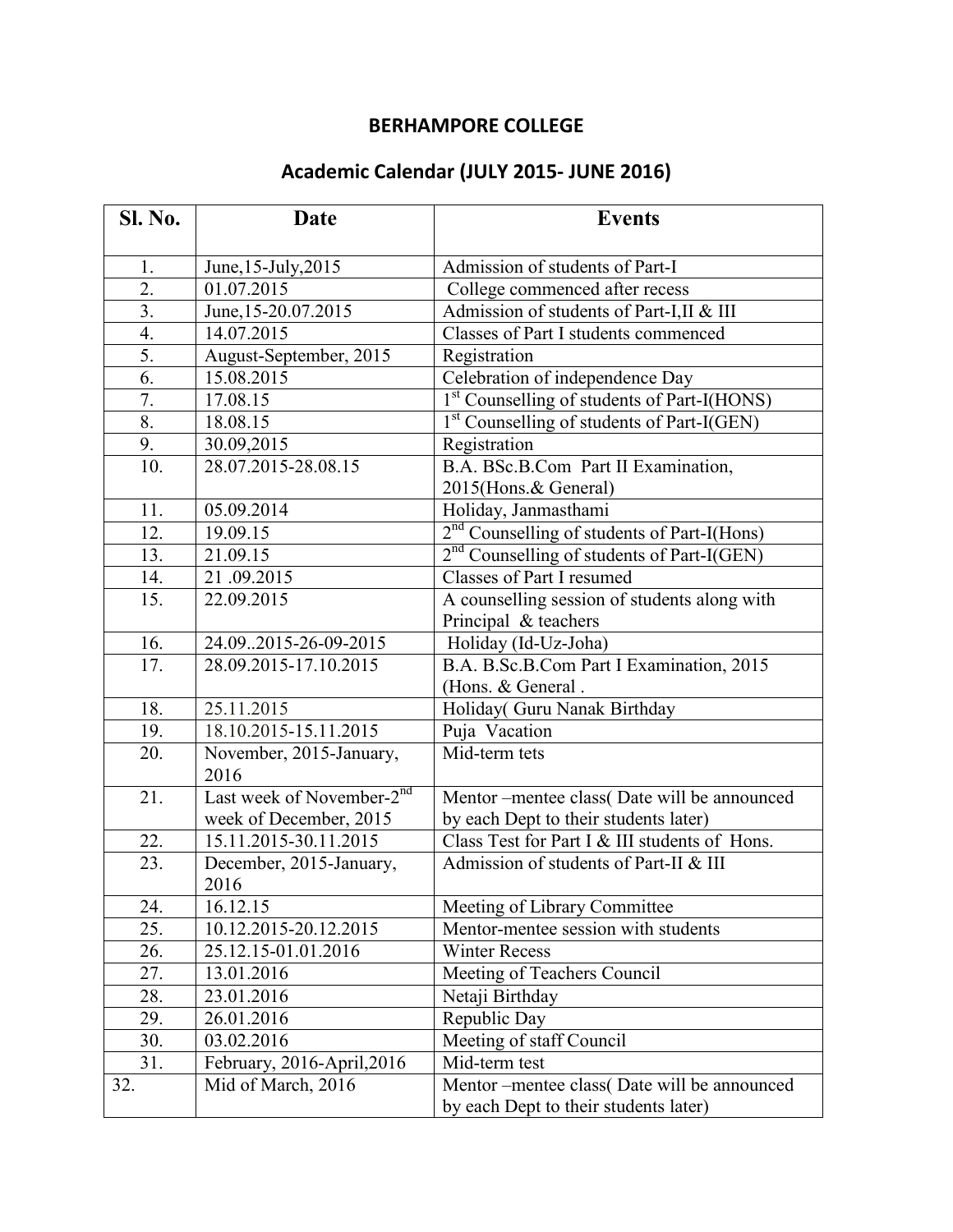# BERHAMPORE COLLEGE

## Academic Calendar (JULY 2015- JUNE 2016)

| Sl. No. | Date | Events |
|---|---|---|
| 1. | June,15-July,2015 | Admission of students of Part-I |
| 2. | 01.07.2015 | College commenced after recess |
| 3. | June,15-20.07.2015 | Admission of students of Part-I,II & III |
| 4. | 14.07.2015 | Classes of Part I students commenced |
| 5. | August-September, 2015 | Registration |
| 6. | 15.08.2015 | Celebration of independence Day |
| 7. | 17.08.15 | 1st Counselling of students of Part-I(HONS) |
| 8. | 18.08.15 | 1st Counselling of students of Part-I(GEN) |
| 9. | 30.09,2015 | Registration |
| 10. | 28.07.2015-28.08.15 | B.A. BSc.B.Com Part II Examination, 2015(Hons.& General) |
| 11. | 05.09.2014 | Holiday, Janmasthami |
| 12. | 19.09.15 | 2nd Counselling of students of Part-I(Hons) |
| 13. | 21.09.15 | 2nd Counselling of students of Part-I(GEN) |
| 14. | 21 .09.2015 | Classes of Part I resumed |
| 15. | 22.09.2015 | A counselling session of students along with Principal & teachers |
| 16. | 24.09..2015-26-09-2015 | Holiday (Id-Uz-Joha) |
| 17. | 28.09.2015-17.10.2015 | B.A. B.Sc.B.Com Part I Examination, 2015 (Hons. & General . |
| 18. | 25.11.2015 | Holiday( Guru Nanak Birthday |
| 19. | 18.10.2015-15.11.2015 | Puja Vacation |
| 20. | November, 2015-January, 2016 | Mid-term tets |
| 21. | Last week of November-2nd week of December, 2015 | Mentor –mentee class( Date will be announced by each Dept to their students later) |
| 22. | 15.11.2015-30.11.2015 | Class Test for Part I & III students of Hons. |
| 23. | December, 2015-January, 2016 | Admission of students of Part-II & III |
| 24. | 16.12.15 | Meeting of Library Committee |
| 25. | 10.12.2015-20.12.2015 | Mentor-mentee session with students |
| 26. | 25.12.15-01.01.2016 | Winter Recess |
| 27. | 13.01.2016 | Meeting of Teachers Council |
| 28. | 23.01.2016 | Netaji Birthday |
| 29. | 26.01.2016 | Republic Day |
| 30. | 03.02.2016 | Meeting of staff Council |
| 31. | February, 2016-April,2016 | Mid-term test |
| 32. | Mid of March, 2016 | Mentor –mentee class( Date will be announced by each Dept to their students later) |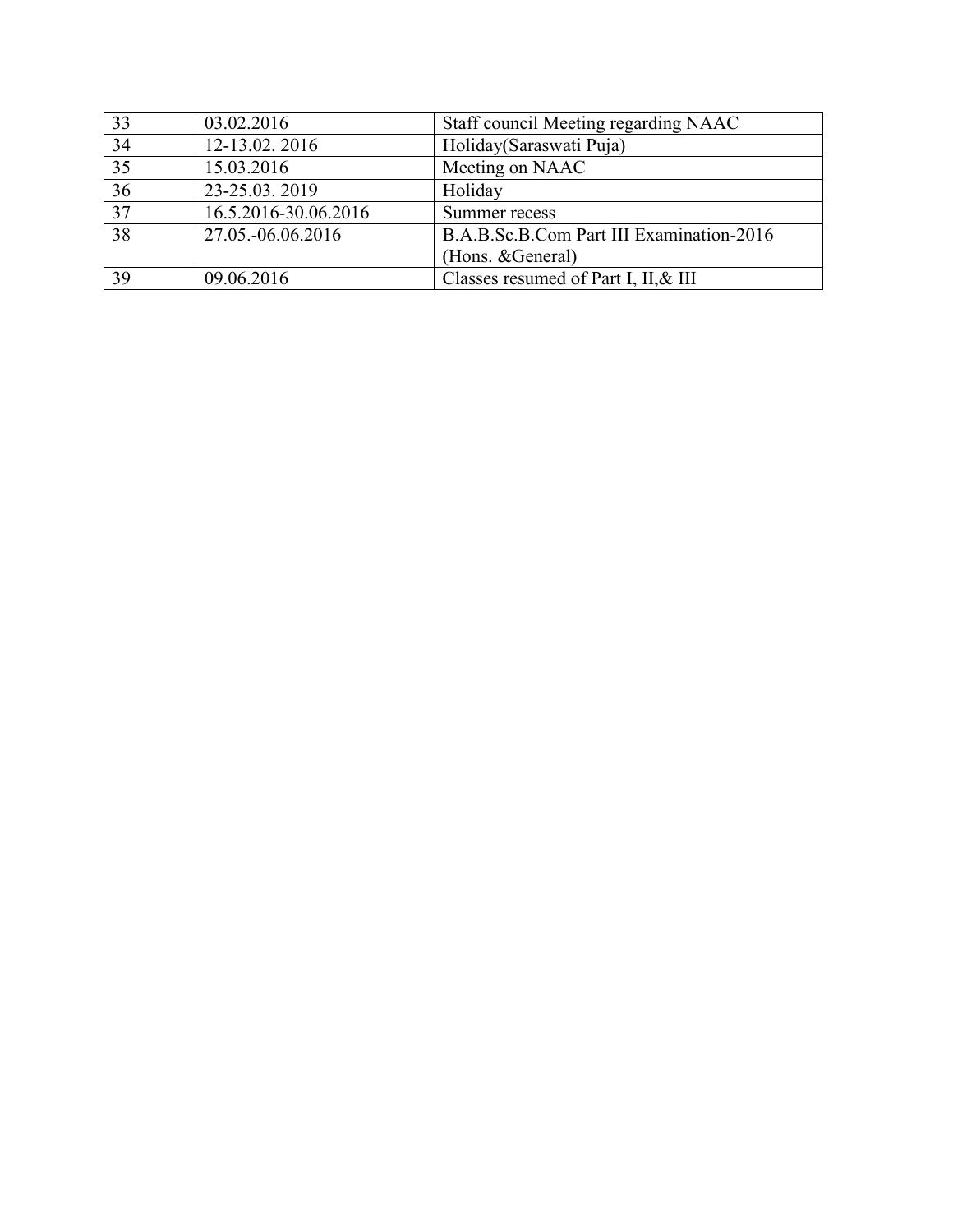| | | |
|---|---|---|
| 33 | 03.02.2016 | Staff council Meeting regarding NAAC |
| 34 | 12-13.02. 2016 | Holiday(Saraswati Puja) |
| 35 | 15.03.2016 | Meeting on NAAC |
| 36 | 23-25.03. 2019 | Holiday |
| 37 | 16.5.2016-30.06.2016 | Summer recess |
| 38 | 27.05.-06.06.2016 | B.A.B.Sc.B.Com Part III Examination-2016 (Hons. &General) |
| 39 | 09.06.2016 | Classes resumed of Part I, II,& III |